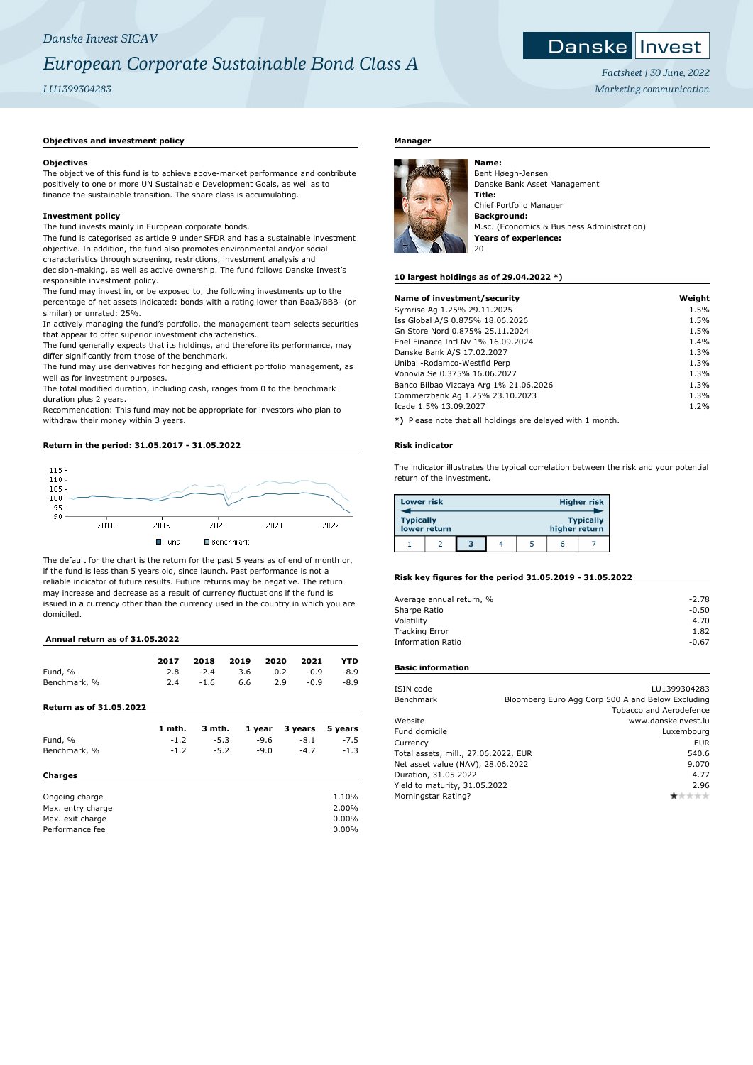*Danske Invest SICAV*

# *European Corporate Sustainable Bond Class A*

*LU1399304283*

*Factsheet | 30 June, 2022*

*Marketing communication*

## Objectives and investment policy

### Objectives

The objective of this fund is to achieve above-market performance and contribute positively to one or more UN Sustainable Development Goals, as well as to finance the sustainable transition. The share class is accumulating.

### Investment policy

The fund invests mainly in European corporate bonds.

The fund is categorised as article 9 under SFDR and has a sustainable investment objective. In addition, the fund also promotes environmental and/or social characteristics through screening, restrictions, investment analysis and decision-making, as well as active ownership. The fund follows Danske Invest's responsible investment policy.

The fund may invest in, or be exposed to, the following investments up to the percentage of net assets indicated: bonds with a rating lower than Baa3/BBB- (or similar) or unrated: 25%.

In actively managing the fund's portfolio, the management team selects securities that appear to offer superior investment characteristics.

The fund generally expects that its holdings, and therefore its performance, may differ significantly from those of the benchmark.

The fund may use derivatives for hedging and efficient portfolio management, as well as for investment purposes.

The total modified duration, including cash, ranges from 0 to the benchmark duration plus 2 years.

Recommendation: This fund may not be appropriate for investors who plan to withdraw their money within 3 years.

## Return in the period: 31.05.2017 - 31.05.2022

The default for the chart is the return for the past 5 years as of end of month or, if the fund is less than 5 years old, since launch. Past performance is not a reliable indicator of future results. Future returns may be negative. The return may increase and decrease as a result of currency fluctuations if the fund is issued in a currency other than the currency used in the country in which you are domiciled.

## Annual return as of 31.05.2022

| | 2017 | 2018 | 2019 | 2020 | 2021 | YTD |
|---|---|---|---|---|---|---|
| Fund, % | 2.8 | -2.4 | 3.6 | 0.2 | -0.9 | -8.9 |
| Benchmark, % | 2.4 | -1.6 | 6.6 | 2.9 | -0.9 | -8.9 |

## Return as of 31.05.2022

| | 1 mth. | 3 mth. | 1 year | 3 years | 5 years |
|---|---|---|---|---|---|
| Fund, % | -1.2 | -5.3 | -9.6 | -8.1 | -7.5 |
| Benchmark, % | -1.2 | -5.2 | -9.0 | -4.7 | -1.3 |

## Charges

| | |
|---|---|
| Ongoing charge | 1.10% |
| Max. entry charge | 2.00% |
| Max. exit charge | 0.00% |
| Performance fee | 0.00% |

## Manager

**Name:**
Bent Høegh-Jensen
Danske Bank Asset Management
**Title:**
Chief Portfolio Manager
**Background:**
M.sc. (Economics & Business Administration)
**Years of experience:**
20

## 10 largest holdings as of 29.04.2022 *)

| Name of investment/security | Weight |
|---|---|
| Symrise Ag 1.25% 29.11.2025 | 1.5% |
| Iss Global A/S 0.875% 18.06.2026 | 1.5% |
| Gn Store Nord 0.875% 25.11.2024 | 1.5% |
| Enel Finance Intl Nv 1% 16.09.2024 | 1.4% |
| Danske Bank A/S 17.02.2027 | 1.3% |
| Unibail-Rodamco-Westfld Perp | 1.3% |
| Vonovia Se 0.375% 16.06.2027 | 1.3% |
| Banco Bilbao Vizcaya Arg 1% 21.06.2026 | 1.3% |
| Commerzbank Ag 1.25% 23.10.2023 | 1.3% |
| Icade 1.5% 13.09.2027 | 1.2% |

**\*)** Please note that all holdings are delayed with 1 month.

## Risk indicator

The indicator illustrates the typical correlation between the risk and your potential return of the investment.

| Lower risk / Typically lower return | | | | | | Higher risk / Typically higher return |
|---|---|---|---|---|---|---|
| 1 | 2 | **3** | 4 | 5 | 6 | 7 |

## Risk key figures for the period 31.05.2019 - 31.05.2022

| | |
|---|---|
| Average annual return, % | -2.78 |
| Sharpe Ratio | -0.50 |
| Volatility | 4.70 |
| Tracking Error | 1.82 |
| Information Ratio | -0.67 |

## Basic information

| | |
|---|---|
| ISIN code | LU1399304283 |
| Benchmark | Bloomberg Euro Agg Corp 500 A and Below Excluding Tobacco and Aerodefence |
| Website | www.danskeinvest.lu |
| Fund domicile | Luxembourg |
| Currency | EUR |
| Total assets, mill., 27.06.2022, EUR | 540.6 |
| Net asset value (NAV), 28.06.2022 | 9.070 |
| Duration, 31.05.2022 | 4.77 |
| Yield to maturity, 31.05.2022 | 2.96 |
| Morningstar Rating? | ★☆☆☆☆ |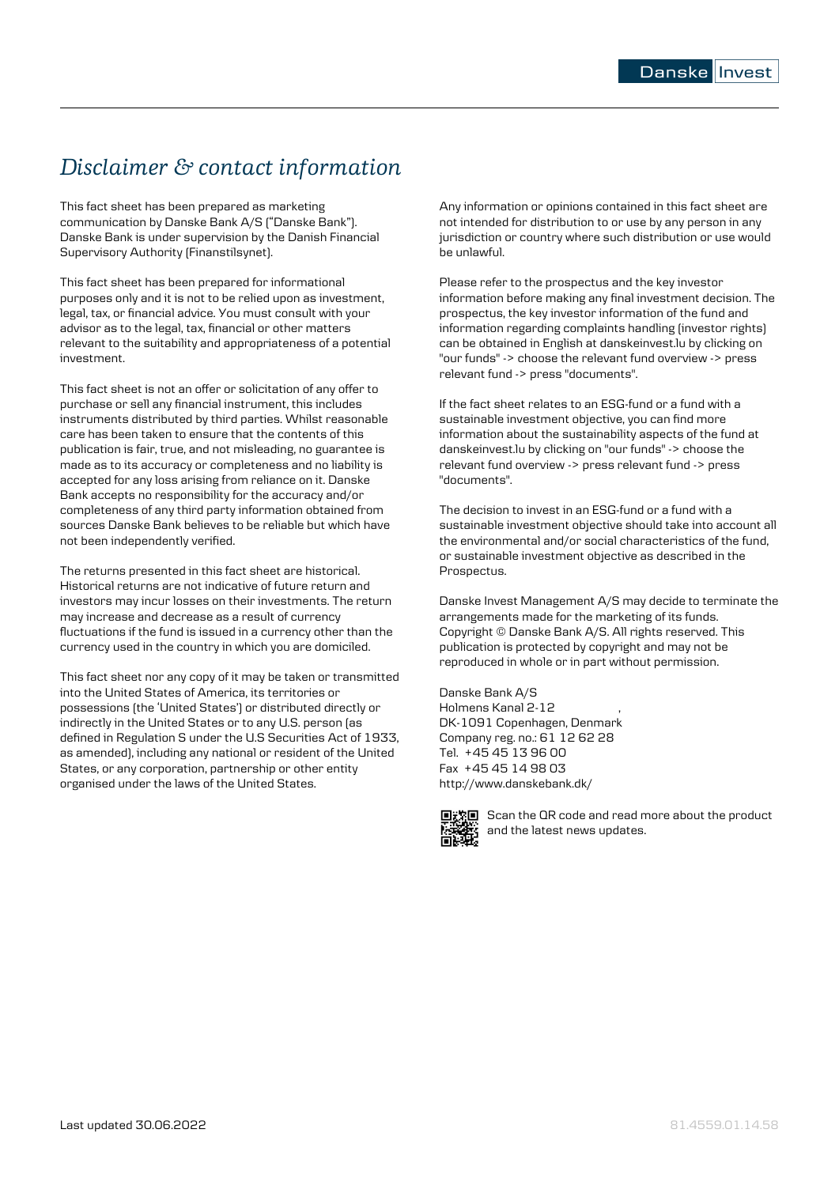# *Disclaimer & contact information*

This fact sheet has been prepared as marketing communication by Danske Bank A/S ("Danske Bank"). Danske Bank is under supervision by the Danish Financial Supervisory Authority (Finanstilsynet).

This fact sheet has been prepared for informational purposes only and it is not to be relied upon as investment, legal, tax, or financial advice. You must consult with your advisor as to the legal, tax, financial or other matters relevant to the suitability and appropriateness of a potential investment.

This fact sheet is not an offer or solicitation of any offer to purchase or sell any financial instrument, this includes instruments distributed by third parties. Whilst reasonable care has been taken to ensure that the contents of this publication is fair, true, and not misleading, no guarantee is made as to its accuracy or completeness and no liability is accepted for any loss arising from reliance on it. Danske Bank accepts no responsibility for the accuracy and/or completeness of any third party information obtained from sources Danske Bank believes to be reliable but which have not been independently verified.

The returns presented in this fact sheet are historical. Historical returns are not indicative of future return and investors may incur losses on their investments. The return may increase and decrease as a result of currency fluctuations if the fund is issued in a currency other than the currency used in the country in which you are domiciled.

This fact sheet nor any copy of it may be taken or transmitted into the United States of America, its territories or possessions (the 'United States') or distributed directly or indirectly in the United States or to any U.S. person (as defined in Regulation S under the U.S Securities Act of 1933, as amended), including any national or resident of the United States, or any corporation, partnership or other entity organised under the laws of the United States.

Any information or opinions contained in this fact sheet are not intended for distribution to or use by any person in any jurisdiction or country where such distribution or use would be unlawful.

Please refer to the prospectus and the key investor information before making any final investment decision. The prospectus, the key investor information of the fund and information regarding complaints handling (investor rights) can be obtained in English at danskeinvest.lu by clicking on "our funds" -> choose the relevant fund overview -> press relevant fund -> press "documents".

If the fact sheet relates to an ESG-fund or a fund with a sustainable investment objective, you can find more information about the sustainability aspects of the fund at danskeinvest.lu by clicking on "our funds" -> choose the relevant fund overview -> press relevant fund -> press "documents".

The decision to invest in an ESG-fund or a fund with a sustainable investment objective should take into account all the environmental and/or social characteristics of the fund, or sustainable investment objective as described in the Prospectus.

Danske Invest Management A/S may decide to terminate the arrangements made for the marketing of its funds. Copyright © Danske Bank A/S. All rights reserved. This publication is protected by copyright and may not be reproduced in whole or in part without permission.

Danske Bank A/S
Holmens Kanal 2-12
DK-1091 Copenhagen, Denmark
Company reg. no.: 61 12 62 28
Tel. +45 45 13 96 00
Fax +45 45 14 98 03
http://www.danskebank.dk/

Scan the QR code and read more about the product and the latest news updates.

Last updated 30.06.2022

81.4559.01.14.58